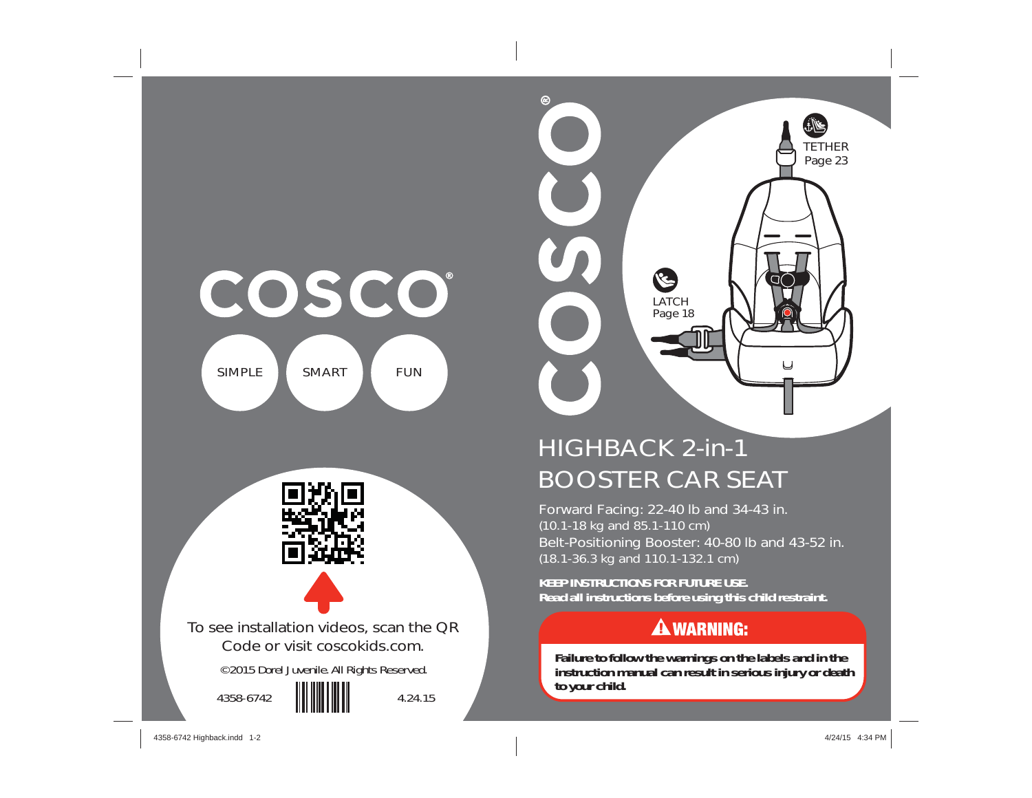# COSCO®

SIMPLE SMART FUN

To see installation videos, scan the QR Code or visit coscokids.com.

©2015 Dorel Juvenile. All Rights Reserved.

4358-6742 4.24.15

COSCO®

TETHER
Page 23

LATCH
Page 18

# HIGHBACK 2-in-1 BOOSTER CAR SEAT

Forward Facing: 22-40 lb and 34-43 in.
(10.1-18 kg and 85.1-110 cm)
Belt-Positioning Booster: 40-80 lb and 43-52 in.
(18.1-36.3 kg and 110.1-132.1 cm)

**KEEP INSTRUCTIONS FOR FUTURE USE.**
**Read all instructions before using this child restraint.**

## ⚠ WARNING:

**Failure to follow the warnings on the labels and in the instruction manual can result in serious injury or death to your child.**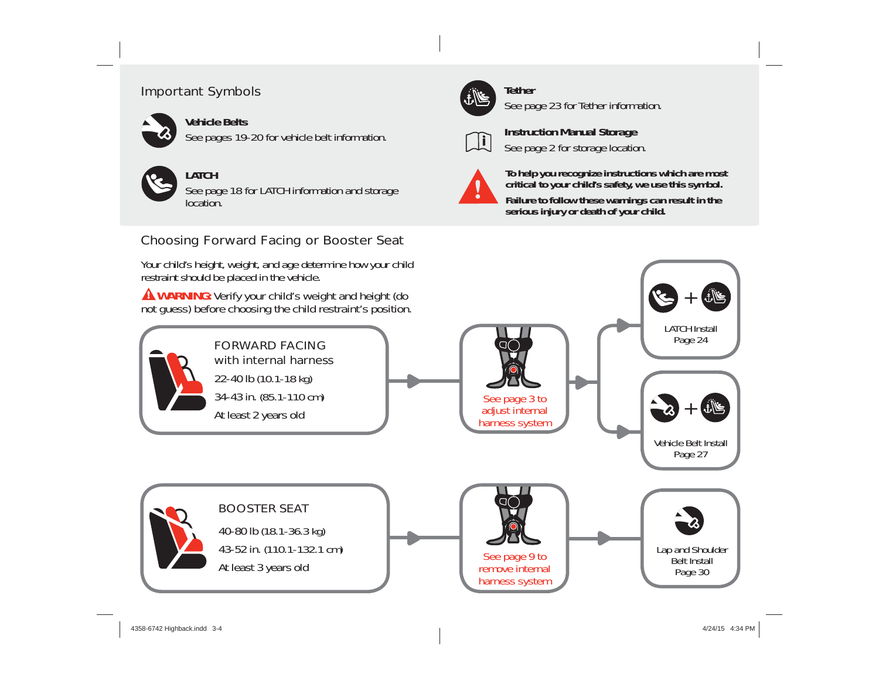## Important Symbols

**Vehicle Belts**
See pages 19-20 for vehicle belt information.

**LATCH**
See page 18 for LATCH information and storage location.

**Tether**
See page 23 for Tether information.

**Instruction Manual Storage**
See page 2 for storage location.

**To help you recognize instructions which are most critical to your child's safety, we use this symbol.**

**Failure to follow these warnings can result in the serious injury or death of your child.**

## Choosing Forward Facing or Booster Seat

Your child's height, weight, and age determine how your child restraint should be placed in the vehicle.

**WARNING:** Verify your child's weight and height (do not guess) before choosing the child restraint's position.

FORWARD FACING with internal harness
22-40 lb (10.1-18 kg)
34-43 in. (85.1-110 cm)
At least 2 years old

See page 3 to adjust internal harness system

LATCH Install
Page 24

Vehicle Belt Install
Page 27

BOOSTER SEAT
40-80 lb (18.1-36.3 kg)
43-52 in. (110.1-132.1 cm)
At least 3 years old

See page 9 to remove internal harness system

Lap and Shoulder Belt Install
Page 30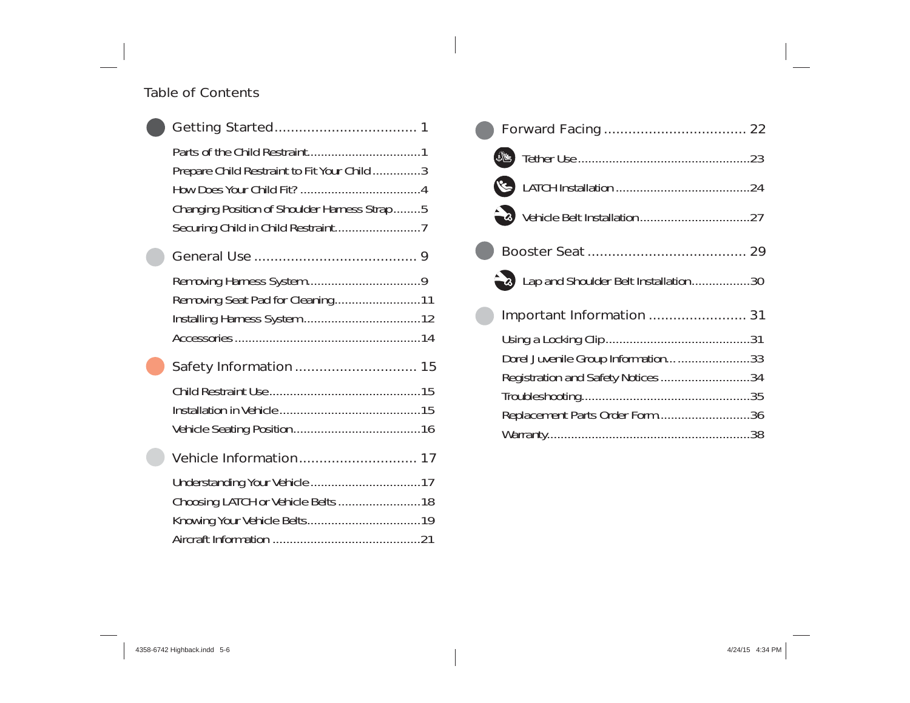# Table of Contents

## Getting Started ................................... 1

- Parts of the Child Restraint.................................1
- Prepare Child Restraint to Fit Your Child..............3
- How Does Your Child Fit? ...................................4
- Changing Position of Shoulder Harness Strap........5
- Securing Child in Child Restraint.........................7

## General Use ........................................ 9

- Removing Harness System.................................9
- Removing Seat Pad for Cleaning.........................11
- Installing Harness System..................................12
- Accessories ......................................................14

## Safety Information .............................. 15

- Child Restraint Use............................................15
- Installation in Vehicle.........................................15
- Vehicle Seating Position.....................................16

## Vehicle Information............................. 17

- Understanding Your Vehicle ................................17
- Choosing LATCH or Vehicle Belts ........................18
- Knowing Your Vehicle Belts.................................19
- Aircraft Information ...........................................21

## Forward Facing ................................... 22

- Tether Use..................................................23
- LATCH Installation .......................................24
- Vehicle Belt Installation................................27

## Booster Seat ....................................... 29

- Lap and Shoulder Belt Installation.................30

## Important Information ........................ 31

- Using a Locking Clip...........................................31
- Dorel Juvenile Group Information.......................33
- Registration and Safety Notices ..........................34
- Troubleshooting.................................................35
- Replacement Parts Order Form..........................36
- Warranty............................................................38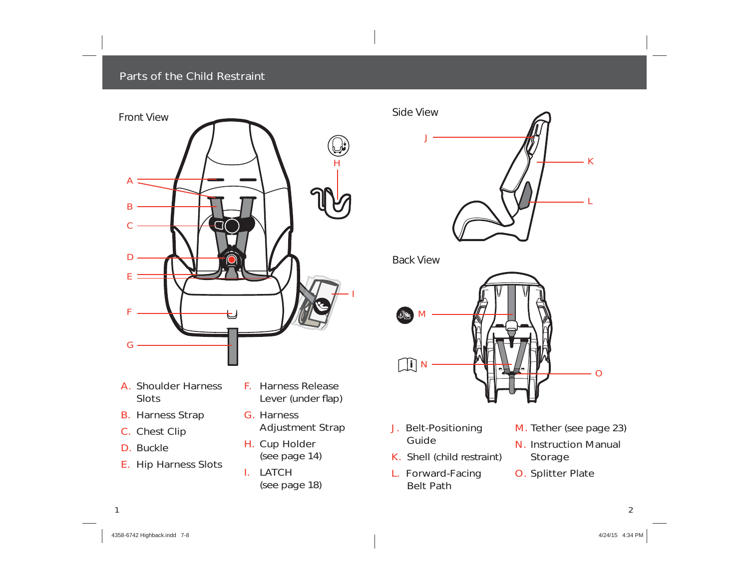## Parts of the Child Restraint

### Front View

- A. Shoulder Harness Slots
- B. Harness Strap
- C. Chest Clip
- D. Buckle
- E. Hip Harness Slots
- F. Harness Release Lever (under flap)
- G. Harness Adjustment Strap
- H. Cup Holder (see page 14)
- I. LATCH (see page 18)

### Side View

### Back View

- J. Belt-Positioning Guide
- K. Shell (child restraint)
- L. Forward-Facing Belt Path
- M. Tether (see page 23)
- N. Instruction Manual Storage
- O. Splitter Plate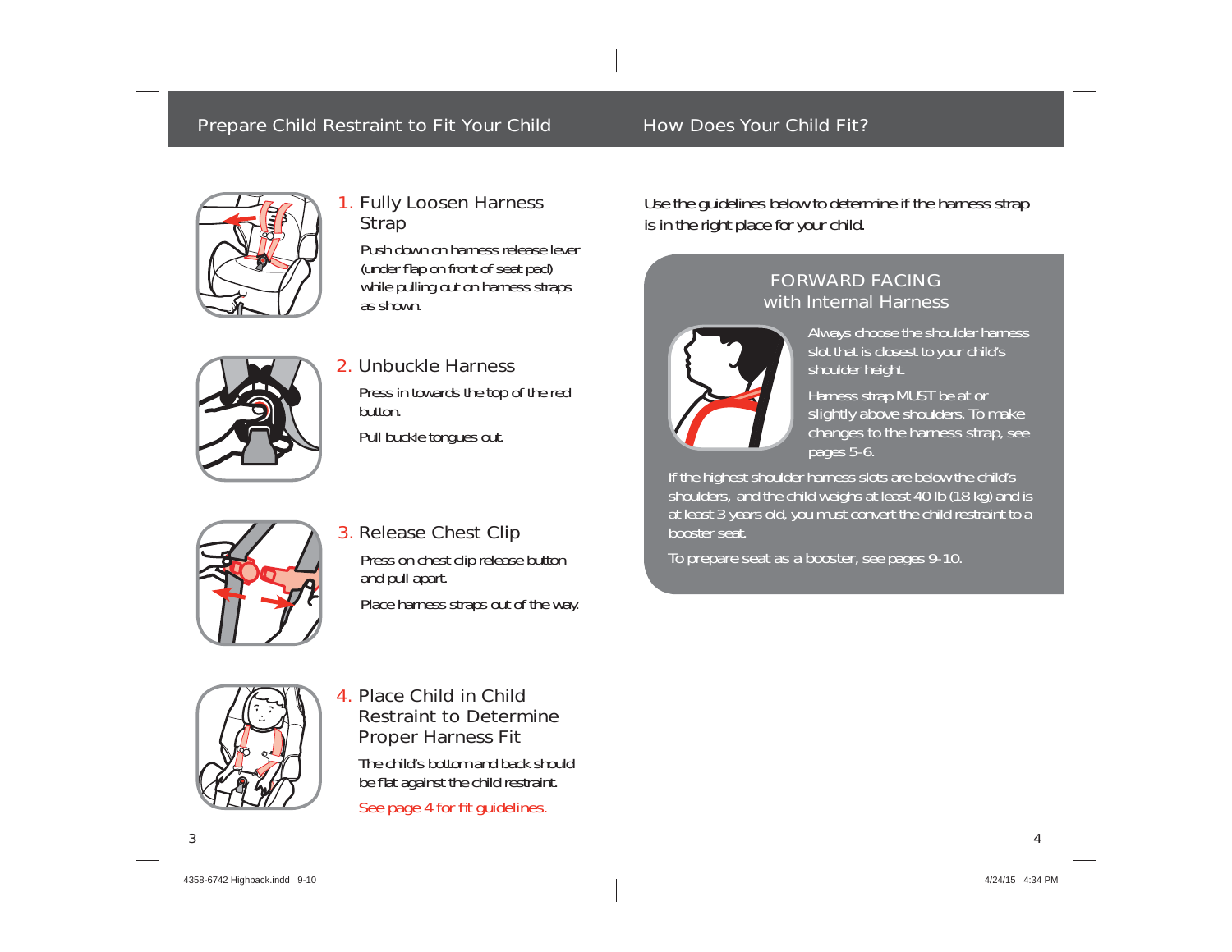## Prepare Child Restraint to Fit Your Child

### 1. Fully Loosen Harness Strap

Push down on harness release lever (under flap on front of seat pad) while pulling out on harness straps as shown.

### 2. Unbuckle Harness

Press in towards the top of the red button.

Pull buckle tongues out.

### 3. Release Chest Clip

Press on chest clip release button and pull apart.

Place harness straps out of the way.

### 4. Place Child in Child Restraint to Determine Proper Harness Fit

The child's bottom and back should be flat against the child restraint.

See page 4 for fit guidelines.

## How Does Your Child Fit?

Use the guidelines below to determine if the harness strap is in the right place for your child.

### FORWARD FACING with Internal Harness

Always choose the shoulder harness slot that is closest to your child's shoulder height.

Harness strap MUST be at or slightly above shoulders. To make changes to the harness strap, see pages 5-6.

If the highest shoulder harness slots are below the child's shoulders, and the child weighs at least 40 lb (18 kg) and is at least 3 years old, you must convert the child restraint to a booster seat.

To prepare seat as a booster, see pages 9-10.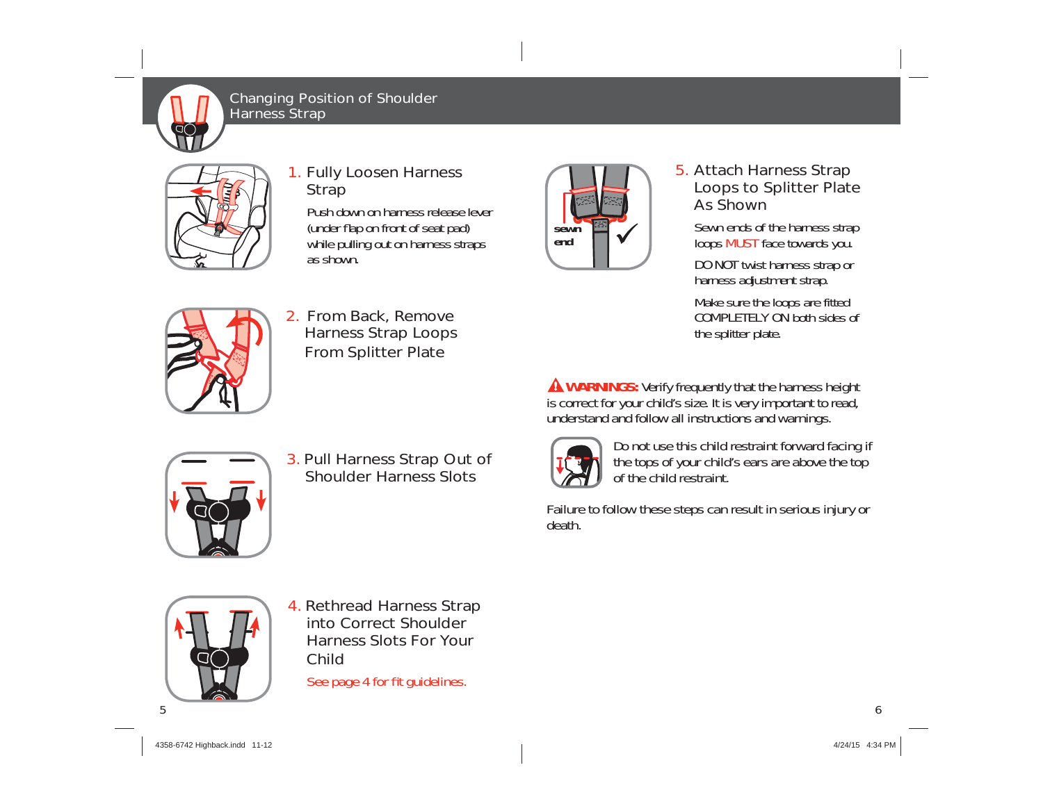## Changing Position of Shoulder Harness Strap

### 1. Fully Loosen Harness Strap

Push down on harness release lever (under flap on front of seat pad) while pulling out on harness straps as shown.

### 2. From Back, Remove Harness Strap Loops From Splitter Plate

### 3. Pull Harness Strap Out of Shoulder Harness Slots

### 4. Rethread Harness Strap into Correct Shoulder Harness Slots For Your Child

See page 4 for fit guidelines.

### 5. Attach Harness Strap Loops to Splitter Plate As Shown

sewn end

Sewn ends of the harness strap loops MUST face towards you.

DO NOT twist harness strap or harness adjustment strap.

Make sure the loops are fitted COMPLETELY ON both sides of the splitter plate.

**WARNINGS:** Verify frequently that the harness height is correct for your child's size. It is very important to read, understand and follow all instructions and warnings.

Do not use this child restraint forward facing if the tops of your child's ears are above the top of the child restraint.

Failure to follow these steps can result in serious injury or death.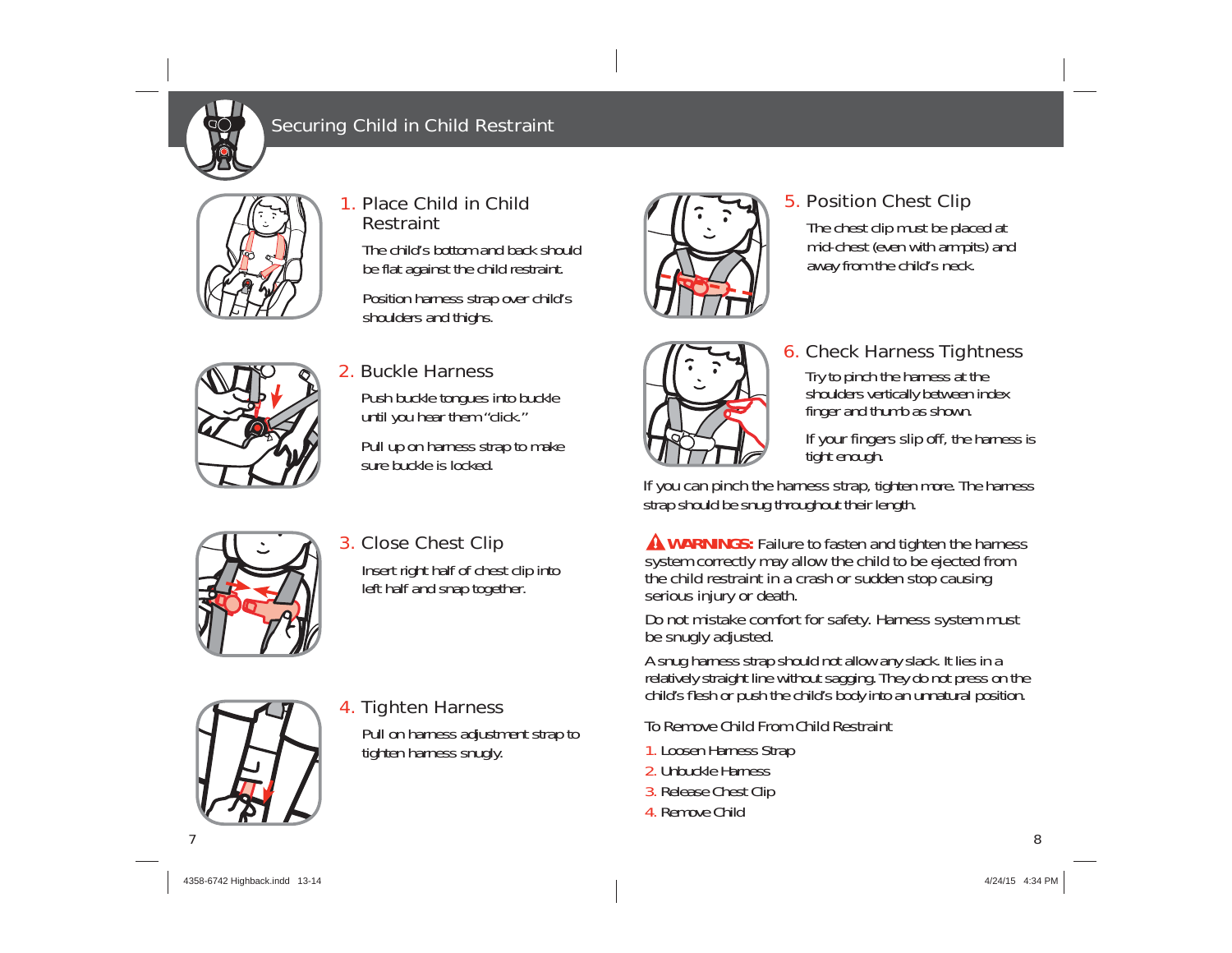# Securing Child in Child Restraint

## 1. Place Child in Child Restraint

The child's bottom and back should be flat against the child restraint.

Position harness strap over child's shoulders and thighs.

## 2. Buckle Harness

Push buckle tongues into buckle until you hear them "click."

Pull up on harness strap to make sure buckle is locked.

## 3. Close Chest Clip

Insert right half of chest clip into left half and snap together.

## 4. Tighten Harness

Pull on harness adjustment strap to tighten harness snugly.

## 5. Position Chest Clip

The chest clip must be placed at mid-chest (even with armpits) and away from the child's neck.

## 6. Check Harness Tightness

Try to pinch the harness at the shoulders vertically between index finger and thumb as shown.

If your fingers slip off, the harness is tight enough.

If you can pinch the harness strap, tighten more. The harness strap should be snug throughout their length.

**⚠ WARNINGS:** Failure to fasten and tighten the harness system correctly may allow the child to be ejected from the child restraint in a crash or sudden stop causing serious injury or death.

Do not mistake comfort for safety. Harness system must be snugly adjusted.

A snug harness strap should not allow any slack. It lies in a relatively straight line without sagging. They do not press on the child's flesh or push the child's body into an unnatural position.

To Remove Child From Child Restraint

1. Loosen Harness Strap
2. Unbuckle Harness
3. Release Chest Clip
4. Remove Child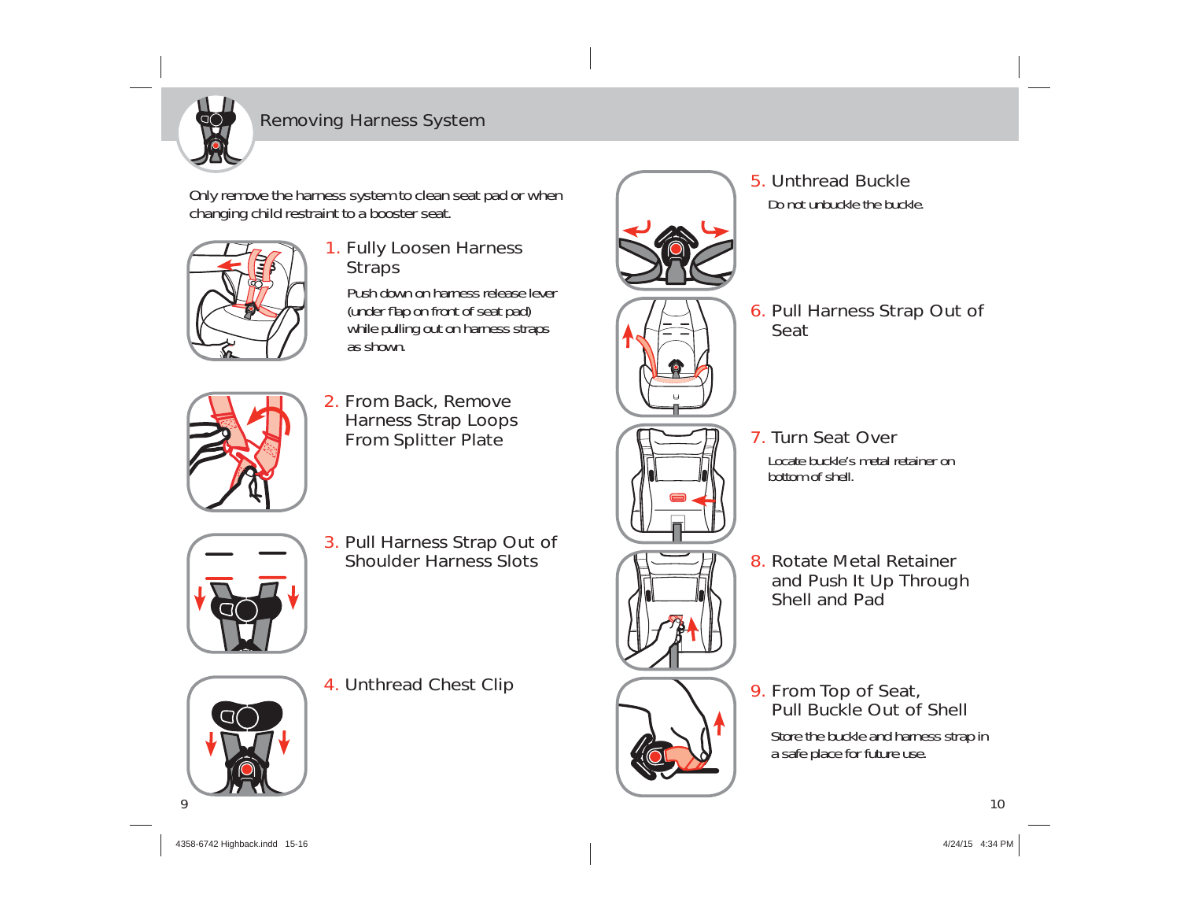## Removing Harness System

Only remove the harness system to clean seat pad or when changing child restraint to a booster seat.

1. Fully Loosen Harness Straps

   Push down on harness release lever (under flap on front of seat pad) while pulling out on harness straps as shown.

2. From Back, Remove Harness Strap Loops From Splitter Plate

3. Pull Harness Strap Out of Shoulder Harness Slots

4. Unthread Chest Clip

5. Unthread Buckle

   Do not unbuckle the buckle.

6. Pull Harness Strap Out of Seat

7. Turn Seat Over

   Locate buckle's metal retainer on bottom of shell.

8. Rotate Metal Retainer and Push It Up Through Shell and Pad

9. From Top of Seat, Pull Buckle Out of Shell

   Store the buckle and harness strap in a safe place for future use.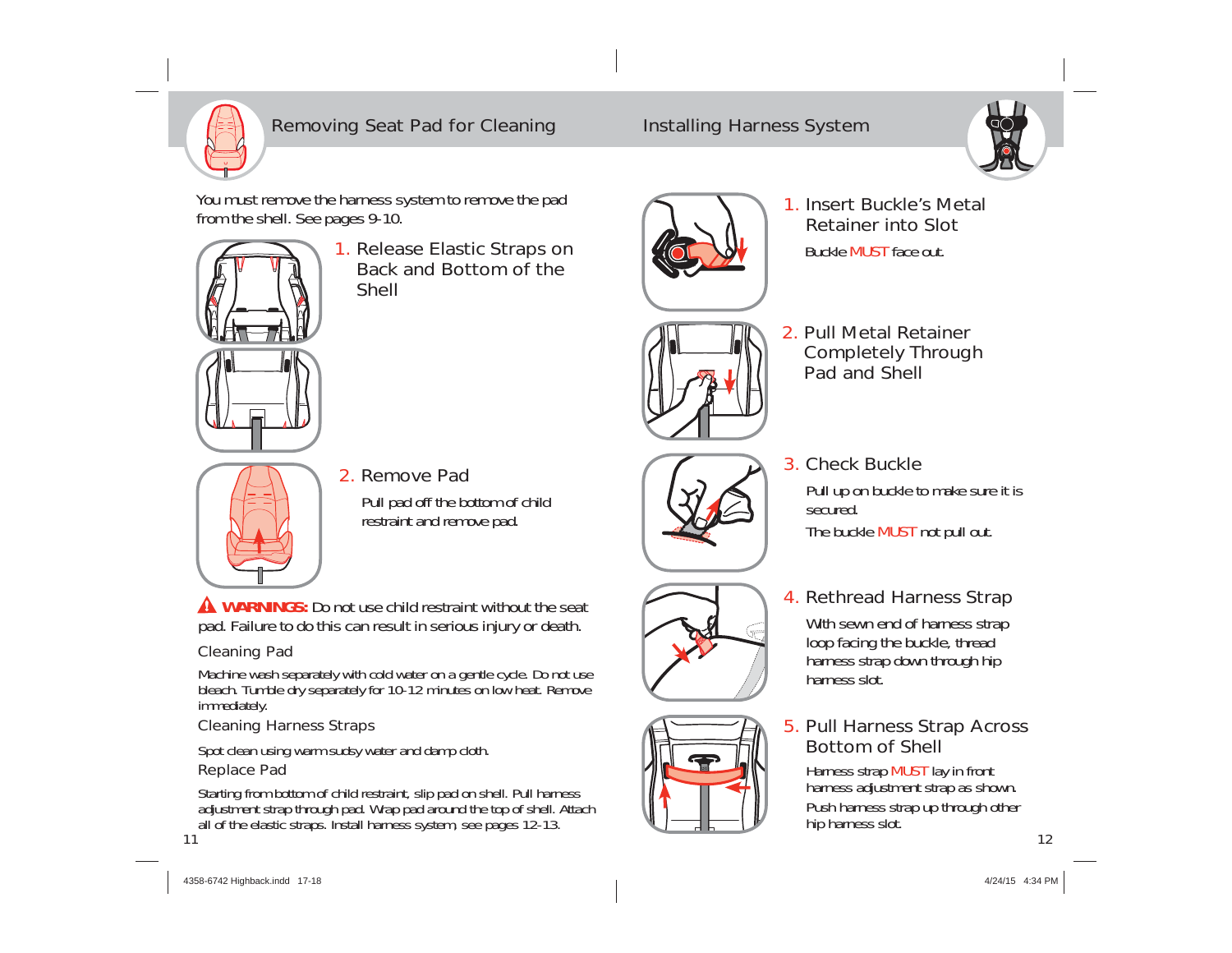## Removing Seat Pad for Cleaning

You must remove the harness system to remove the pad from the shell. See pages 9-10.

### 1. Release Elastic Straps on Back and Bottom of the Shell

### 2. Remove Pad

Pull pad off the bottom of child restraint and remove pad.

**WARNINGS:** Do not use child restraint without the seat pad. Failure to do this can result in serious injury or death.

### Cleaning Pad

Machine wash separately with cold water on a gentle cycle. Do not use bleach. Tumble dry separately for 10-12 minutes on low heat. Remove immediately.

### Cleaning Harness Straps

Spot clean using warm sudsy water and damp cloth.

### Replace Pad

Starting from bottom of child restraint, slip pad on shell. Pull harness adjustment strap through pad. Wrap pad around the top of shell. Attach all of the elastic straps. Install harness system, see pages 12-13.

## Installing Harness System

### 1. Insert Buckle's Metal Retainer into Slot

Buckle MUST face out.

### 2. Pull Metal Retainer Completely Through Pad and Shell

### 3. Check Buckle

Pull up on buckle to make sure it is secured.

The buckle MUST not pull out.

### 4. Rethread Harness Strap

With sewn end of harness strap loop facing the buckle, thread harness strap down through hip harness slot.

### 5. Pull Harness Strap Across Bottom of Shell

Harness strap MUST lay in front harness adjustment strap as shown.

Push harness strap up through other hip harness slot.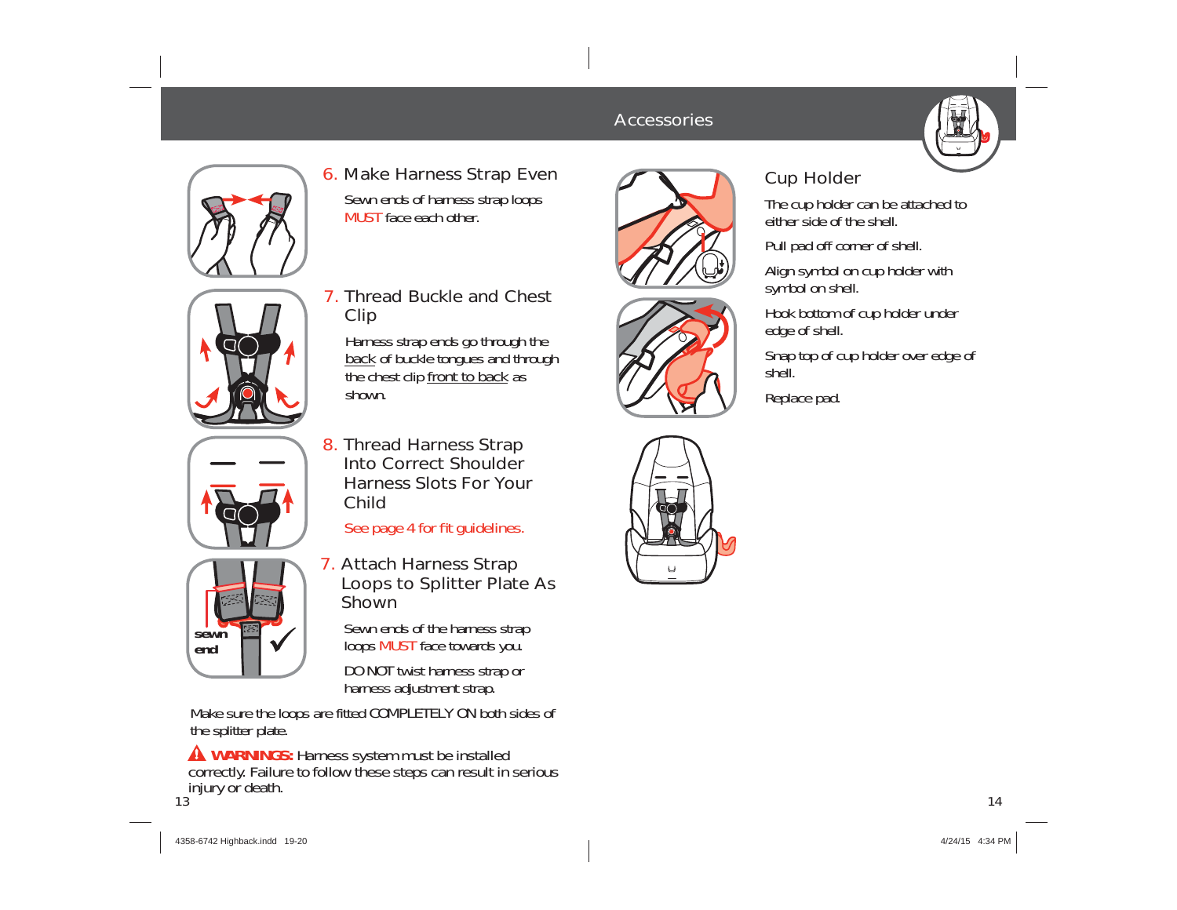## Accessories

### 6. Make Harness Strap Even

Sewn ends of harness strap loops MUST face each other.

### 7. Thread Buckle and Chest Clip

Harness strap ends go through the back of buckle tongues and through the chest clip front to back as shown.

### 8. Thread Harness Strap Into Correct Shoulder Harness Slots For Your Child

See page 4 for fit guidelines.

### 7. Attach Harness Strap Loops to Splitter Plate As Shown

sewn end

Sewn ends of the harness strap loops MUST face towards you.

DO NOT twist harness strap or harness adjustment strap.

Make sure the loops are fitted COMPLETELY ON both sides of the splitter plate.

⚠ **WARNINGS:** Harness system must be installed correctly. Failure to follow these steps can result in serious injury or death.

### Cup Holder

The cup holder can be attached to either side of the shell.

Pull pad off corner of shell.

Align symbol on cup holder with symbol on shell.

Hook bottom of cup holder under edge of shell.

Snap top of cup holder over edge of shell.

Replace pad.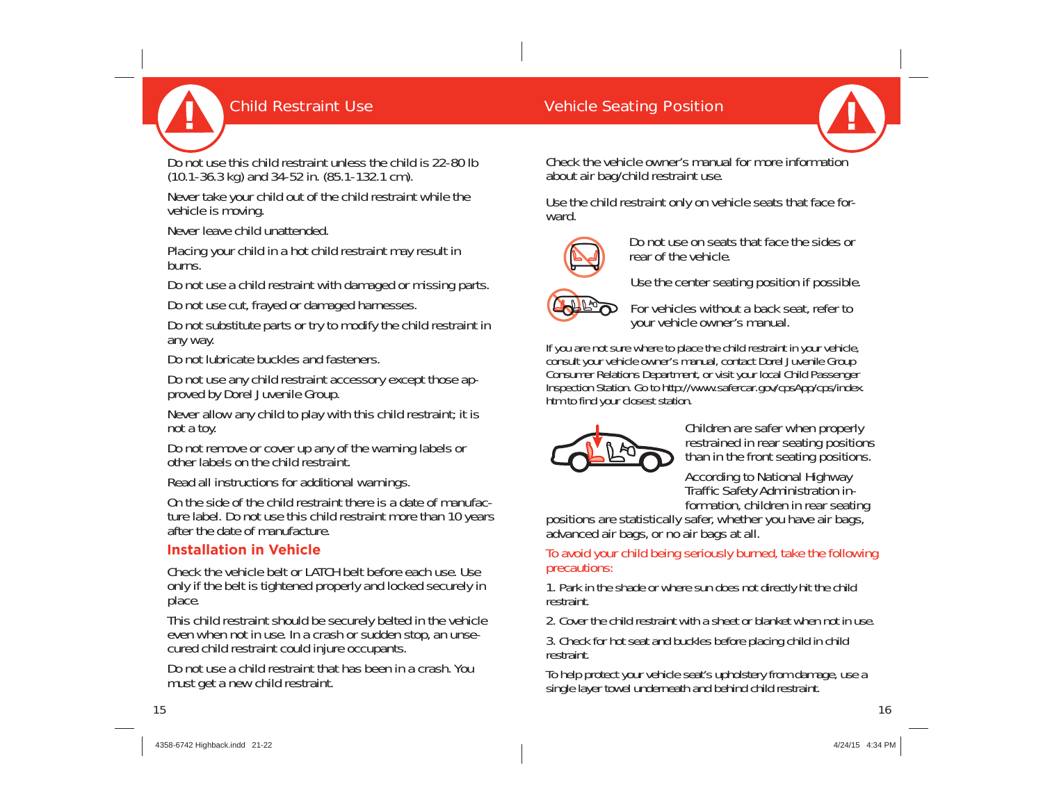## Child Restraint Use

Do not use this child restraint unless the child is 22-80 lb (10.1-36.3 kg) and 34-52 in. (85.1-132.1 cm).

Never take your child out of the child restraint while the vehicle is moving.

Never leave child unattended.

Placing your child in a hot child restraint may result in burns.

Do not use a child restraint with damaged or missing parts.

Do not use cut, frayed or damaged harnesses.

Do not substitute parts or try to modify the child restraint in any way.

Do not lubricate buckles and fasteners.

Do not use any child restraint accessory except those approved by Dorel Juvenile Group.

Never allow any child to play with this child restraint; it is not a toy.

Do not remove or cover up any of the warning labels or other labels on the child restraint.

Read all instructions for additional warnings.

On the side of the child restraint there is a date of manufacture label. Do not use this child restraint more than 10 years after the date of manufacture.

### Installation in Vehicle

Check the vehicle belt or LATCH belt before each use. Use only if the belt is tightened properly and locked securely in place.

This child restraint should be securely belted in the vehicle even when not in use. In a crash or sudden stop, an unsecured child restraint could injure occupants.

Do not use a child restraint that has been in a crash. You must get a new child restraint.

## Vehicle Seating Position

Check the vehicle owner's manual for more information about air bag/child restraint use.

Use the child restraint only on vehicle seats that face forward.

Do not use on seats that face the sides or rear of the vehicle.

Use the center seating position if possible.

For vehicles without a back seat, refer to your vehicle owner's manual.

If you are not sure where to place the child restraint in your vehicle, consult your vehicle owner's manual, contact Dorel Juvenile Group Consumer Relations Department, or visit your local Child Passenger Inspection Station. Go to http://www.safercar.gov/cpsApp/cps/index.htm to find your closest station.

Children are safer when properly restrained in rear seating positions than in the front seating positions.

According to National Highway Traffic Safety Administration information, children in rear seating positions are statistically safer, whether you have air bags, advanced air bags, or no air bags at all.

To avoid your child being seriously burned, take the following precautions:

1. Park in the shade or where sun does not directly hit the child restraint.

2. Cover the child restraint with a sheet or blanket when not in use.

3. Check for hot seat and buckles before placing child in child restraint.

To help protect your vehicle seat's upholstery from damage, use a single layer towel underneath and behind child restraint.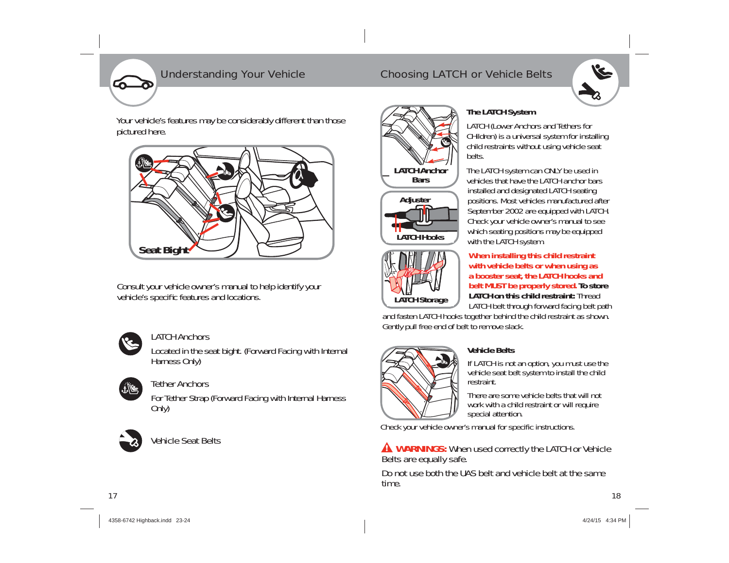## Understanding Your Vehicle

Your vehicle's features may be considerably different than those pictured here.

Seat Bight

Consult your vehicle owner's manual to help identify your vehicle's specific features and locations.

LATCH Anchors

Located in the seat bight. (Forward Facing with Internal Harness Only)

Tether Anchors

For Tether Strap (Forward Facing with Internal Harness Only)

Vehicle Seat Belts

## Choosing LATCH or Vehicle Belts

LATCH Anchor Bars

Adjuster

LATCH Hooks

LATCH Storage

### The LATCH System

LATCH (Lower Anchors and Tethers for CHildren) is a universal system for installing child restraints without using vehicle seat belts.

The LATCH system can ONLY be used in vehicles that have the LATCH anchor bars installed and designated LATCH seating positions. Most vehicles manufactured after September 2002 are equipped with LATCH. Check your vehicle owner's manual to see which seating positions may be equipped with the LATCH system.

**When installing this child restraint with vehicle belts or when using as a booster seat, the LATCH hooks and belt MUST be properly stored. To store LATCH on this child restraint:** Thread LATCH belt through forward facing belt path and fasten LATCH hooks together behind the child restraint as shown. Gently pull free end of belt to remove slack.

### Vehicle Belts

If LATCH is not an option, you must use the vehicle seat belt system to install the child restraint.

There are some vehicle belts that will not work with a child restraint or will require special attention.

Check your vehicle owner's manual for specific instructions.

**⚠ WARNINGS:** When used correctly the LATCH or Vehicle Belts are equally safe.

Do not use both the UAS belt and vehicle belt at the same time.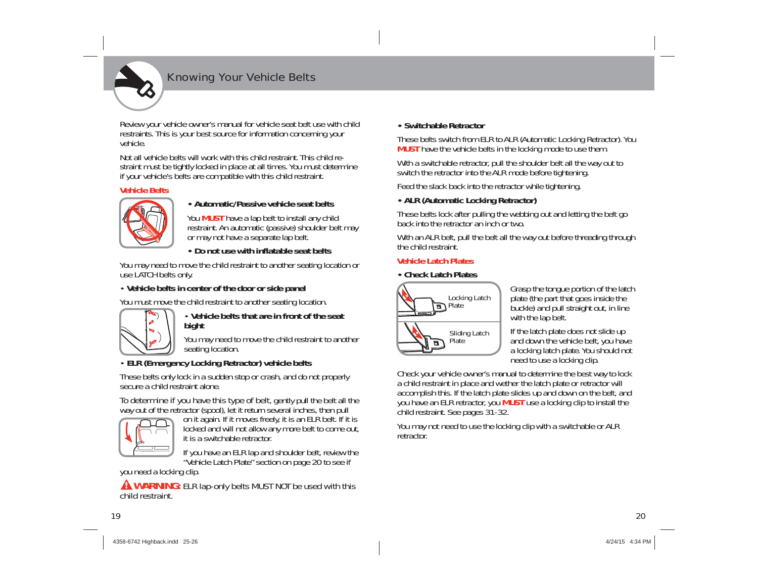# Knowing Your Vehicle Belts

Review your vehicle owner's manual for vehicle seat belt use with child restraints. This is your best source for information concerning your vehicle.

Not all vehicle belts will work with this child restraint. This child restraint must be tightly locked in place at all times. You must determine if your vehicle's belts are compatible with this child restraint.

## Vehicle Belts

- **Automatic/Passive vehicle seat belts**

You **MUST** have a lap belt to install any child restraint. An automatic (passive) shoulder belt may or may not have a separate lap belt.

- **Do not use with inflatable seat belts**

You may need to move the child restraint to another seating location or use LATCH belts only.

- **Vehicle belts in center of the door or side panel**

You must move the child restraint to another seating location.

- **Vehicle belts that are in front of the seat bight**

You may need to move the child restraint to another seating location.

- **ELR (Emergency Locking Retractor) vehicle belts**

These belts only lock in a sudden stop or crash, and do not properly secure a child restraint alone.

To determine if you have this type of belt, gently pull the belt all the way out of the retractor (spool), let it return several inches, then pull on it again. If it moves freely, it is an ELR belt. If it is locked and will not allow any more belt to come out, it is a switchable retractor.

If you have an ELR lap and shoulder belt, review the "Vehicle Latch Plate" section on page 20 to see if you need a locking clip.

⚠ **WARNING:** ELR lap-only belts MUST NOT be used with this child restraint.

- **Switchable Retractor**

These belts switch from ELR to ALR (Automatic Locking Retractor). You **MUST** have the vehicle belts in the locking mode to use them.

With a switchable retractor, pull the shoulder belt all the way out to switch the retractor into the ALR mode before tightening.

Feed the slack back into the retractor while tightening.

- **ALR (Automatic Locking Retractor)**

These belts lock after pulling the webbing out and letting the belt go back into the retractor an inch or two.

With an ALR belt, pull the belt all the way out before threading through the child restraint.

## Vehicle Latch Plates

- **Check Latch Plates**

Locking Latch Plate

Sliding Latch Plate

Grasp the tongue portion of the latch plate (the part that goes inside the buckle) and pull straight out, in line with the lap belt.

If the latch plate does not slide up and down the vehicle belt, you have a locking latch plate. You should not need to use a locking clip.

Check your vehicle owner's manual to determine the best way to lock a child restraint in place and wether the latch plate or retractor will accomplish this. If the latch plate slides up and down on the belt, and you have an ELR retractor, you **MUST** use a locking clip to install the child restraint. See pages 31-32.

You may not need to use the locking clip with a switchable or ALR retractor.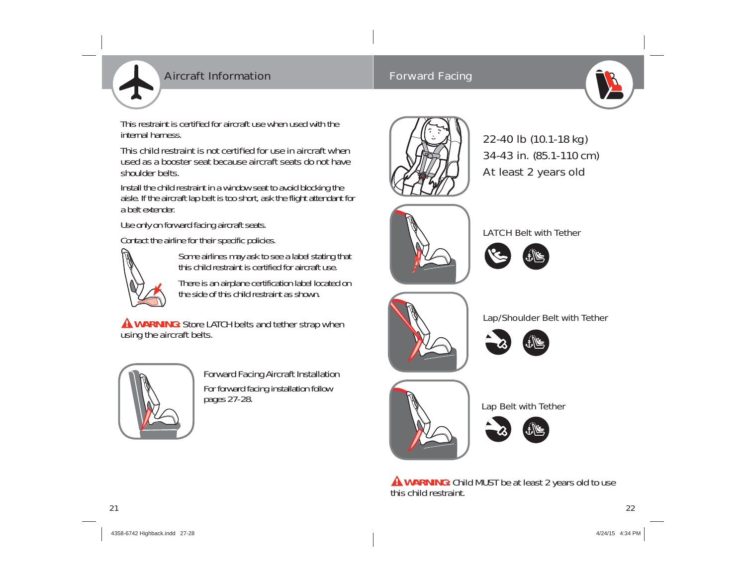## Aircraft Information

This restraint is certified for aircraft use when used with the internal harness.

This child restraint is not certified for use in aircraft when used as a booster seat because aircraft seats do not have shoulder belts.

Install the child restraint in a window seat to avoid blocking the aisle. If the aircraft lap belt is too short, ask the flight attendant for a belt extender.

Use only on forward facing aircraft seats.

Contact the airline for their specific policies.

Some airlines may ask to see a label stating that this child restraint is certified for aircraft use.

There is an airplane certification label located on the side of this child restraint as shown.

**WARNING:** Store LATCH belts and tether strap when using the aircraft belts.

Forward Facing Aircraft Installation

For forward facing installation follow pages 27-28.

## Forward Facing

22-40 lb (10.1-18 kg)
34-43 in. (85.1-110 cm)
At least 2 years old

LATCH Belt with Tether

Lap/Shoulder Belt with Tether

Lap Belt with Tether

**WARNING:** Child MUST be at least 2 years old to use this child restraint.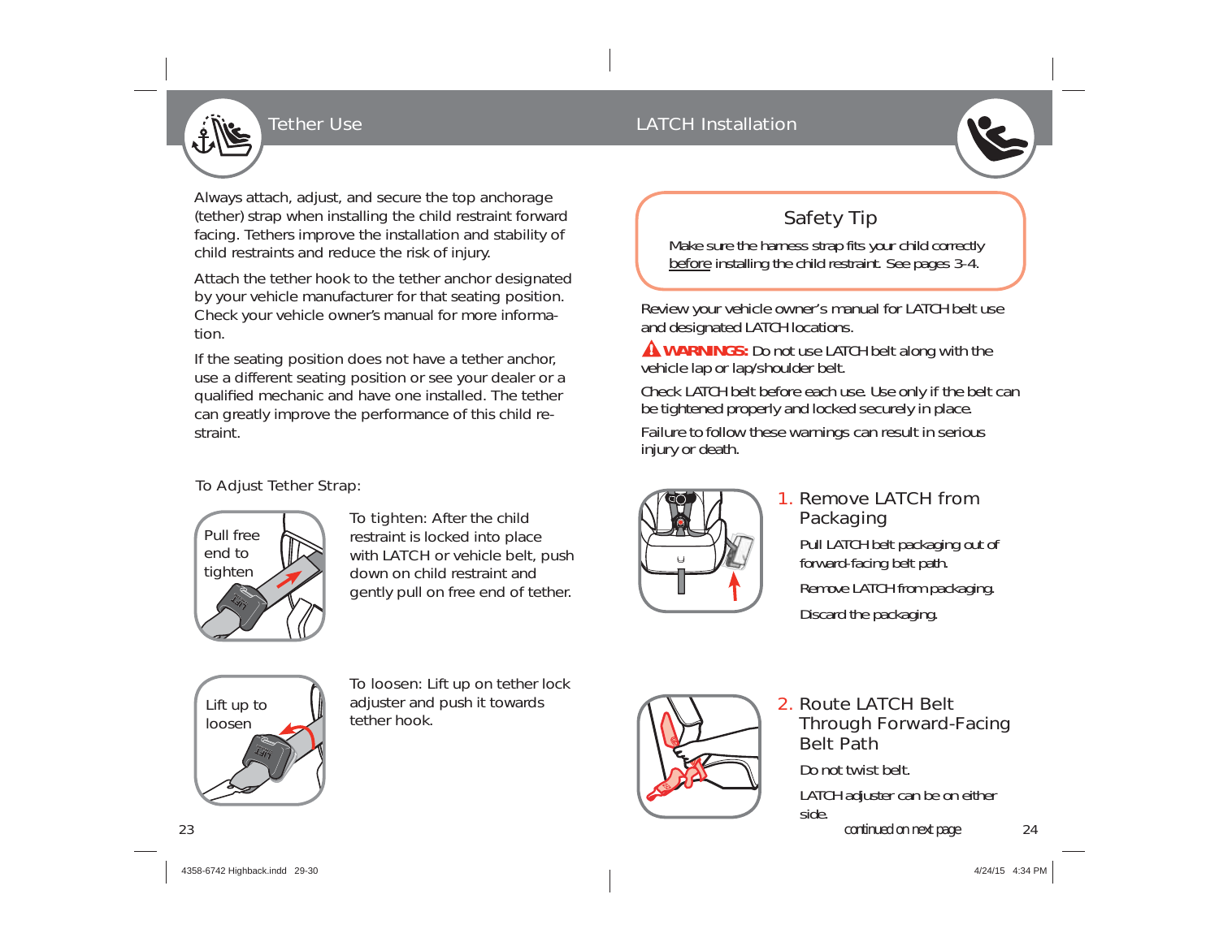## Tether Use

Always attach, adjust, and secure the top anchorage (tether) strap when installing the child restraint forward facing. Tethers improve the installation and stability of child restraints and reduce the risk of injury.

Attach the tether hook to the tether anchor designated by your vehicle manufacturer for that seating position. Check your vehicle owner's manual for more information.

If the seating position does not have a tether anchor, use a different seating position or see your dealer or a qualified mechanic and have one installed. The tether can greatly improve the performance of this child restraint.

To Adjust Tether Strap:

Pull free end to tighten

To tighten: After the child restraint is locked into place with LATCH or vehicle belt, push down on child restraint and gently pull on free end of tether.

Lift up to loosen

To loosen: Lift up on tether lock adjuster and push it towards tether hook.

## LATCH Installation

### Safety Tip

Make sure the harness strap fits your child correctly before installing the child restraint. See pages 3-4.

Review your vehicle owner's manual for LATCH belt use and designated LATCH locations.

**WARNINGS:** Do not use LATCH belt along with the vehicle lap or lap/shoulder belt.

Check LATCH belt before each use. Use only if the belt can be tightened properly and locked securely in place.

Failure to follow these warnings can result in serious injury or death.

### 1. Remove LATCH from Packaging

Pull LATCH belt packaging out of forward-facing belt path.

Remove LATCH from packaging.

Discard the packaging.

### 2. Route LATCH Belt Through Forward-Facing Belt Path

Do not twist belt.

LATCH adjuster can be on either side.

*continued on next page*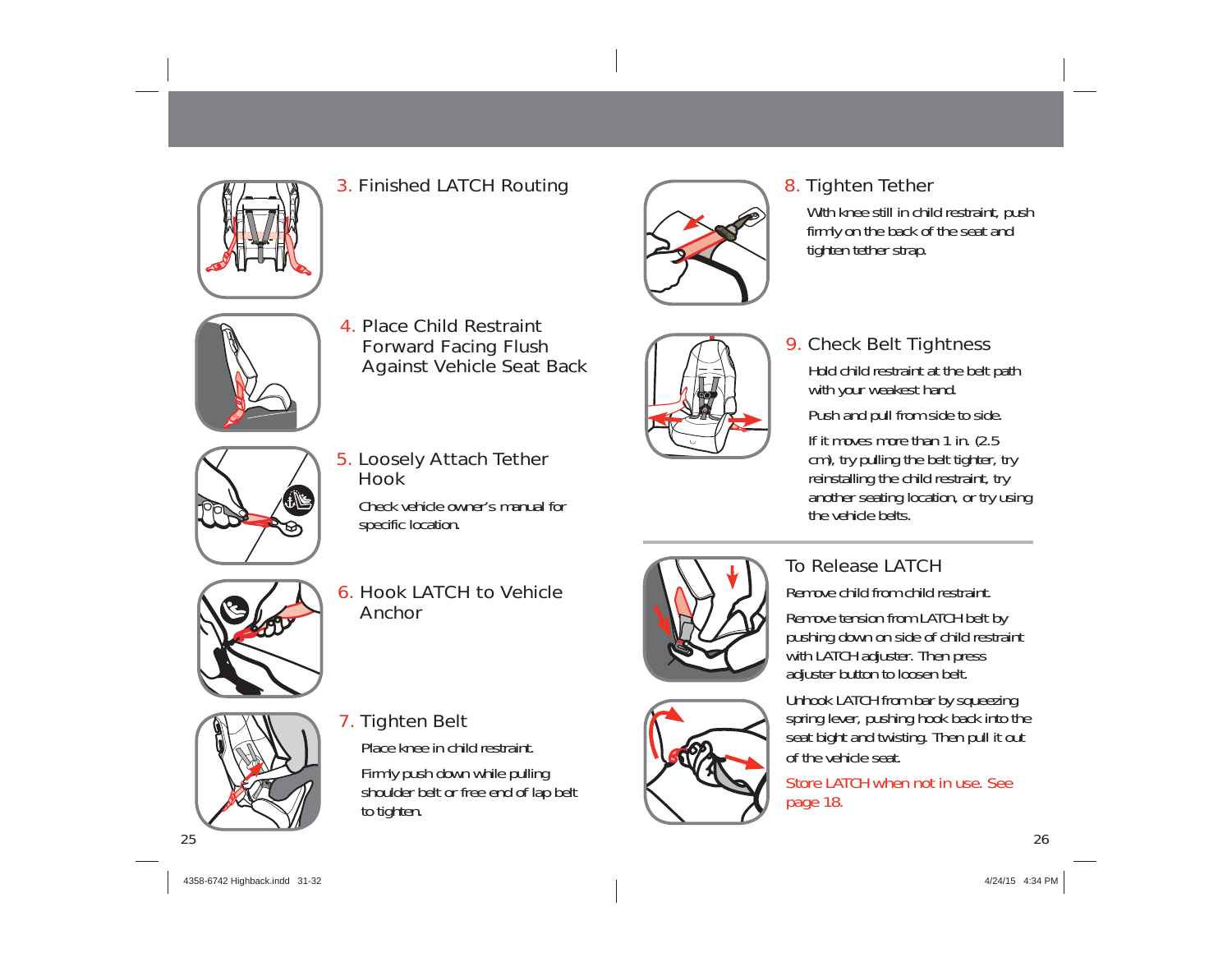## 3. Finished LATCH Routing

## 4. Place Child Restraint Forward Facing Flush Against Vehicle Seat Back

## 5. Loosely Attach Tether Hook

Check vehicle owner's manual for specific location.

## 6. Hook LATCH to Vehicle Anchor

## 7. Tighten Belt

Place knee in child restraint.

Firmly push down while pulling shoulder belt or free end of lap belt to tighten.

## 8. Tighten Tether

With knee still in child restraint, push firmly on the back of the seat and tighten tether strap.

## 9. Check Belt Tightness

Hold child restraint at the belt path with your weakest hand.

Push and pull from side to side.

If it moves more than 1 in. (2.5 cm), try pulling the belt tighter, try reinstalling the child restraint, try another seating location, or try using the vehicle belts.

## To Release LATCH

Remove child from child restraint.

Remove tension from LATCH belt by pushing down on side of child restraint with LATCH adjuster. Then press adjuster button to loosen belt.

Unhook LATCH from bar by squeezing spring lever, pushing hook back into the seat bight and twisting. Then pull it out of the vehicle seat.

Store LATCH when not in use. See page 18.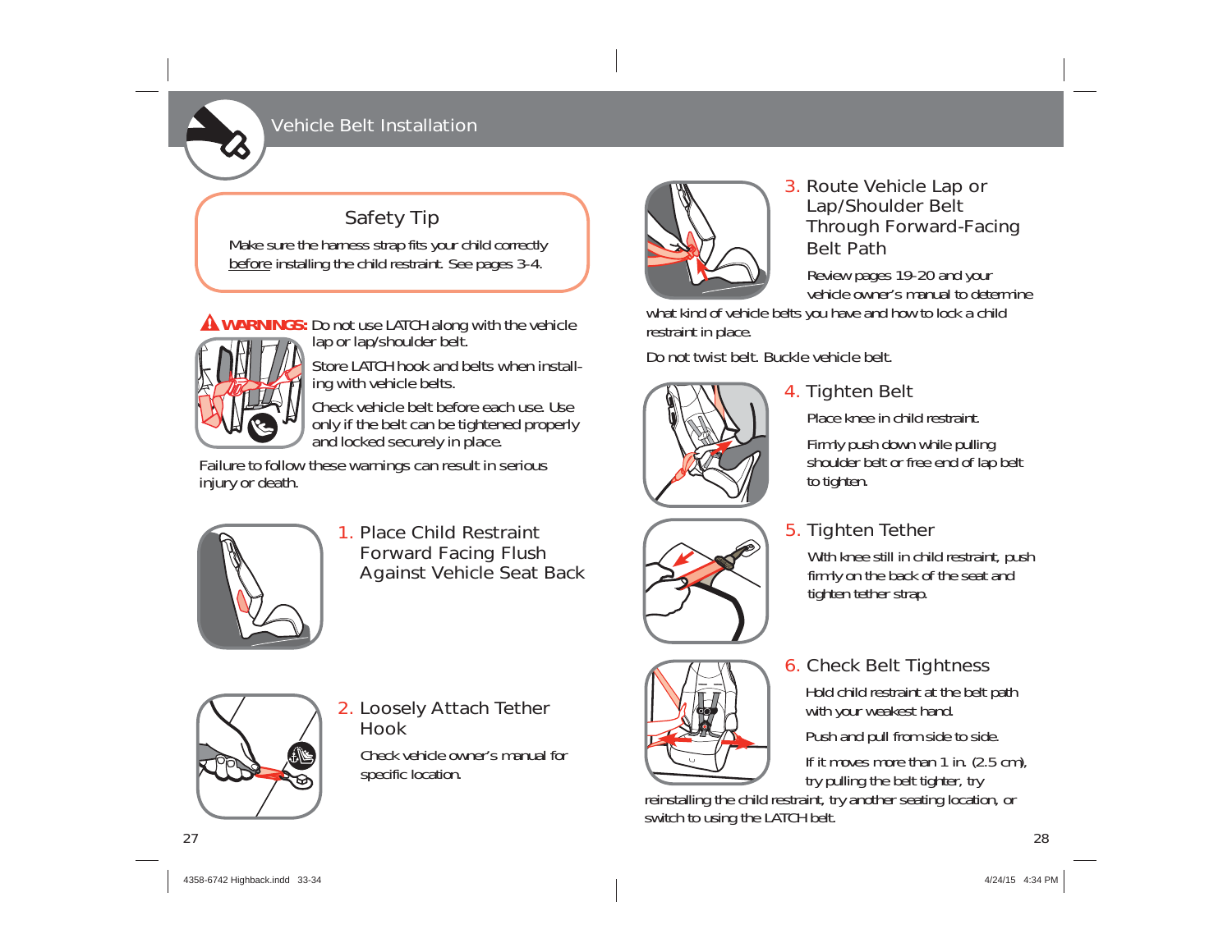# Vehicle Belt Installation

## Safety Tip

Make sure the harness strap fits your child correctly before installing the child restraint. See pages 3-4.

**WARNINGS:** Do not use LATCH along with the vehicle lap or lap/shoulder belt.

Store LATCH hook and belts when installing with vehicle belts.

Check vehicle belt before each use. Use only if the belt can be tightened properly and locked securely in place.

Failure to follow these warnings can result in serious injury or death.

### 1. Place Child Restraint Forward Facing Flush Against Vehicle Seat Back

### 2. Loosely Attach Tether Hook

Check vehicle owner's manual for specific location.

### 3. Route Vehicle Lap or Lap/Shoulder Belt Through Forward-Facing Belt Path

Review pages 19-20 and your vehicle owner's manual to determine what kind of vehicle belts you have and how to lock a child restraint in place.

Do not twist belt. Buckle vehicle belt.

### 4. Tighten Belt

Place knee in child restraint.

Firmly push down while pulling shoulder belt or free end of lap belt to tighten.

### 5. Tighten Tether

With knee still in child restraint, push firmly on the back of the seat and tighten tether strap.

### 6. Check Belt Tightness

Hold child restraint at the belt path with your weakest hand.

Push and pull from side to side.

If it moves more than 1 in. (2.5 cm), try pulling the belt tighter, try reinstalling the child restraint, try another seating location, or switch to using the LATCH belt.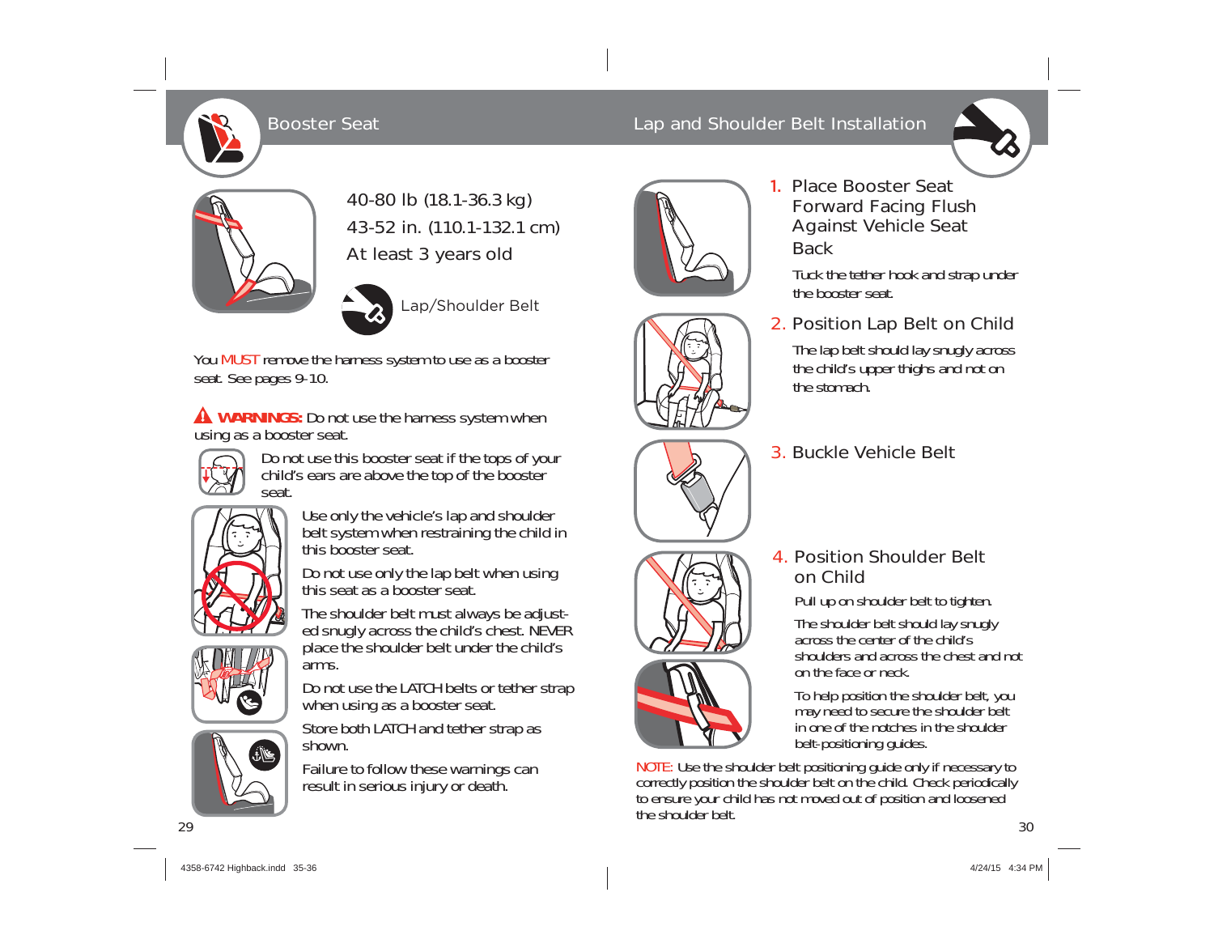## Booster Seat

40-80 lb (18.1-36.3 kg)

43-52 in. (110.1-132.1 cm)

At least 3 years old

Lap/Shoulder Belt

You MUST remove the harness system to use as a booster seat. See pages 9-10.

**WARNINGS:** Do not use the harness system when using as a booster seat.

Do not use this booster seat if the tops of your child's ears are above the top of the booster seat.

Use only the vehicle's lap and shoulder belt system when restraining the child in this booster seat.

Do not use only the lap belt when using this seat as a booster seat.

The shoulder belt must always be adjusted snugly across the child's chest. NEVER place the shoulder belt under the child's arms.

Do not use the LATCH belts or tether strap when using as a booster seat.

Store both LATCH and tether strap as shown.

Failure to follow these warnings can result in serious injury or death.

## Lap and Shoulder Belt Installation

1. **Place Booster Seat Forward Facing Flush Against Vehicle Seat Back**

   Tuck the tether hook and strap under the booster seat.

2. **Position Lap Belt on Child**

   The lap belt should lay snugly across the child's upper thighs and not on the stomach.

3. **Buckle Vehicle Belt**

4. **Position Shoulder Belt on Child**

   Pull up on shoulder belt to tighten.

   The shoulder belt should lay snugly across the center of the child's shoulders and across the chest and not on the face or neck.

   To help position the shoulder belt, you may need to secure the shoulder belt in one of the notches in the shoulder belt-positioning guides.

NOTE: Use the shoulder belt positioning guide only if necessary to correctly position the shoulder belt on the child. Check periodically to ensure your child has not moved out of position and loosened the shoulder belt.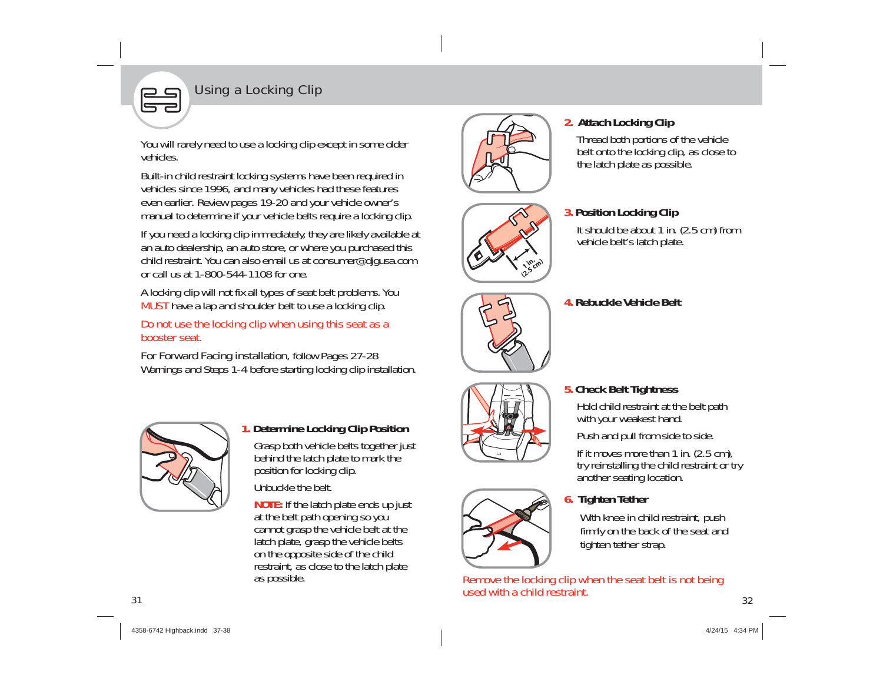## Using a Locking Clip

You will rarely need to use a locking clip except in some older vehicles.

Built-in child restraint locking systems have been required in vehicles since 1996, and many vehicles had these features even earlier. Review pages 19-20 and your vehicle owner's manual to determine if your vehicle belts require a locking clip.

If you need a locking clip immediately, they are likely available at an auto dealership, an auto store, or where you purchased this child restraint. You can also email us at consumer@djgusa.com or call us at 1-800-544-1108 for one.

A locking clip will not fix all types of seat belt problems. You MUST have a lap and shoulder belt to use a locking clip.

Do not use the locking clip when using this seat as a booster seat.

For Forward Facing installation, follow Pages 27-28 Warnings and Steps 1-4 before starting locking clip installation.

**1. Determine Locking Clip Position**

Grasp both vehicle belts together just behind the latch plate to mark the position for locking clip.

Unbuckle the belt.

**NOTE:** If the latch plate ends up just at the belt path opening so you cannot grasp the vehicle belt at the latch plate, grasp the vehicle belts on the opposite side of the child restraint, as close to the latch plate as possible.

**2. Attach Locking Clip**

Thread both portions of the vehicle belt onto the locking clip, as close to the latch plate as possible.

**3. Position Locking Clip**

It should be about 1 in. (2.5 cm) from vehicle belt's latch plate.

1 in. (2.5 cm)

**4. Rebuckle Vehicle Belt**

**5. Check Belt Tightness**

Hold child restraint at the belt path with your weakest hand.

Push and pull from side to side.

If it moves more than 1 in. (2.5 cm), try reinstalling the child restraint or try another seating location.

**6. Tighten Tether**

With knee in child restraint, push firmly on the back of the seat and tighten tether strap.

Remove the locking clip when the seat belt is not being used with a child restraint.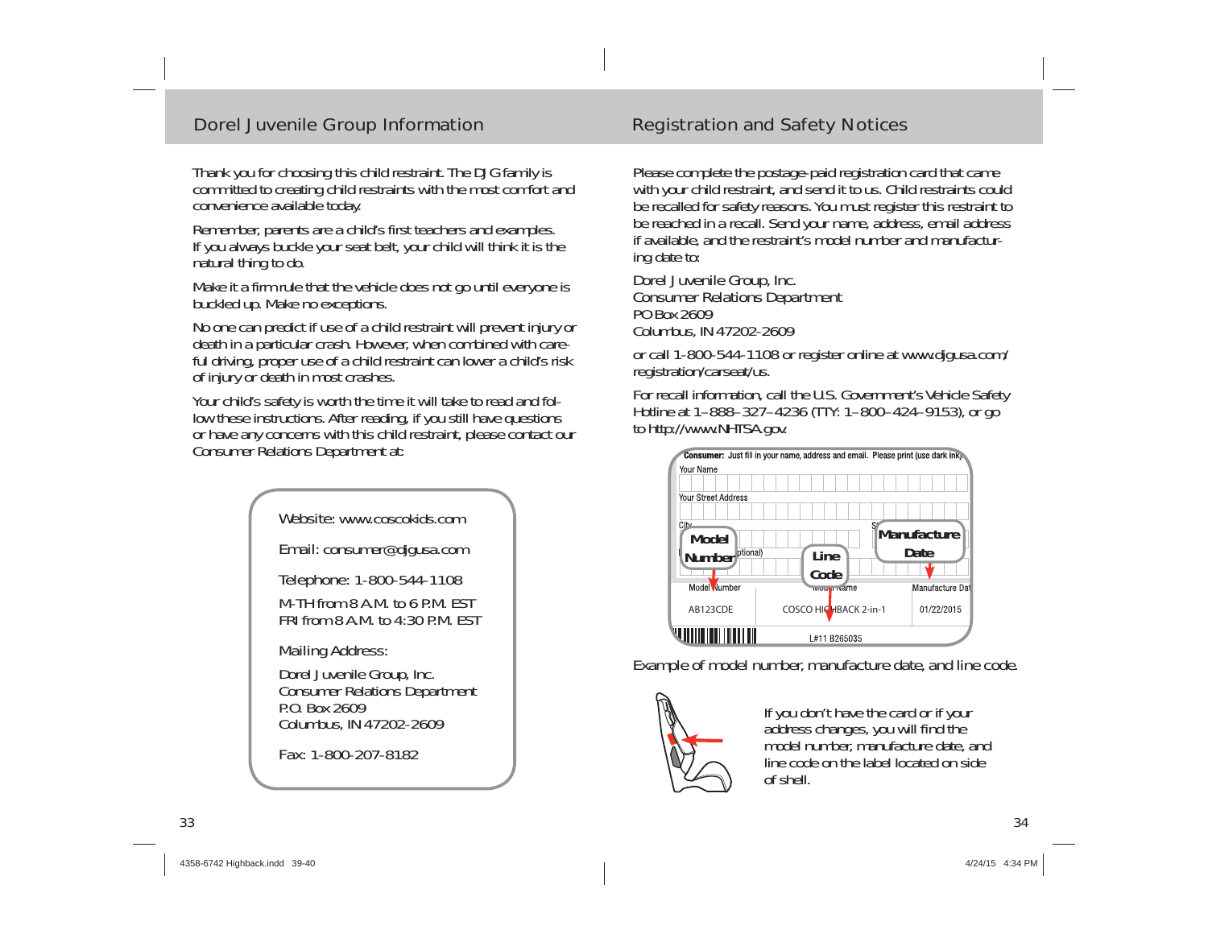## Dorel Juvenile Group Information

Thank you for choosing this child restraint. The DJG family is committed to creating child restraints with the most comfort and convenience available today.

Remember, parents are a child's first teachers and examples. If you always buckle your seat belt, your child will think it is the natural thing to do.

Make it a firm rule that the vehicle does not go until everyone is buckled up. Make no exceptions.

No one can predict if use of a child restraint will prevent injury or death in a particular crash. However, when combined with careful driving, proper use of a child restraint can lower a child's risk of injury or death in most crashes.

Your child's safety is worth the time it will take to read and follow these instructions. After reading, if you still have questions or have any concerns with this child restraint, please contact our Consumer Relations Department at:

Website: www.coscokids.com

Email: consumer@djgusa.com

Telephone: 1-800-544-1108

M-TH from 8 A.M. to 6 P.M. EST
FRI from 8 A.M. to 4:30 P.M. EST

Mailing Address:

Dorel Juvenile Group, Inc.
Consumer Relations Department
P.O. Box 2609
Columbus, IN 47202-2609

Fax: 1-800-207-8182

## Registration and Safety Notices

Please complete the postage-paid registration card that came with your child restraint, and send it to us. Child restraints could be recalled for safety reasons. You must register this restraint to be reached in a recall. Send your name, address, email address if available, and the restraint's model number and manufacturing date to:

Dorel Juvenile Group, Inc.
Consumer Relations Department
PO Box 2609
Columbus, IN 47202-2609

or call 1-800-544-1108 or register online at www.djgusa.com/registration/carseat/us.

For recall information, call the U.S. Government's Vehicle Safety Hotline at 1–888–327–4236 (TTY: 1–800–424–9153), or go to http://www.NHTSA.gov.

Consumer: Just fill in your name, address and email. Please print (use dark ink).

Your Name

Your Street Address

City

Model Number | Line Code | Manufacture Date

| Model Number | Model Name | Manufacture Date |
| --- | --- | --- |
| AB123CDE | COSCO HIGHBACK 2-in-1 | 01/22/2015 |

L#11 B265035

Example of model number, manufacture date, and line code.

If you don't have the card or if your address changes, you will find the model number, manufacture date, and line code on the label located on side of shell.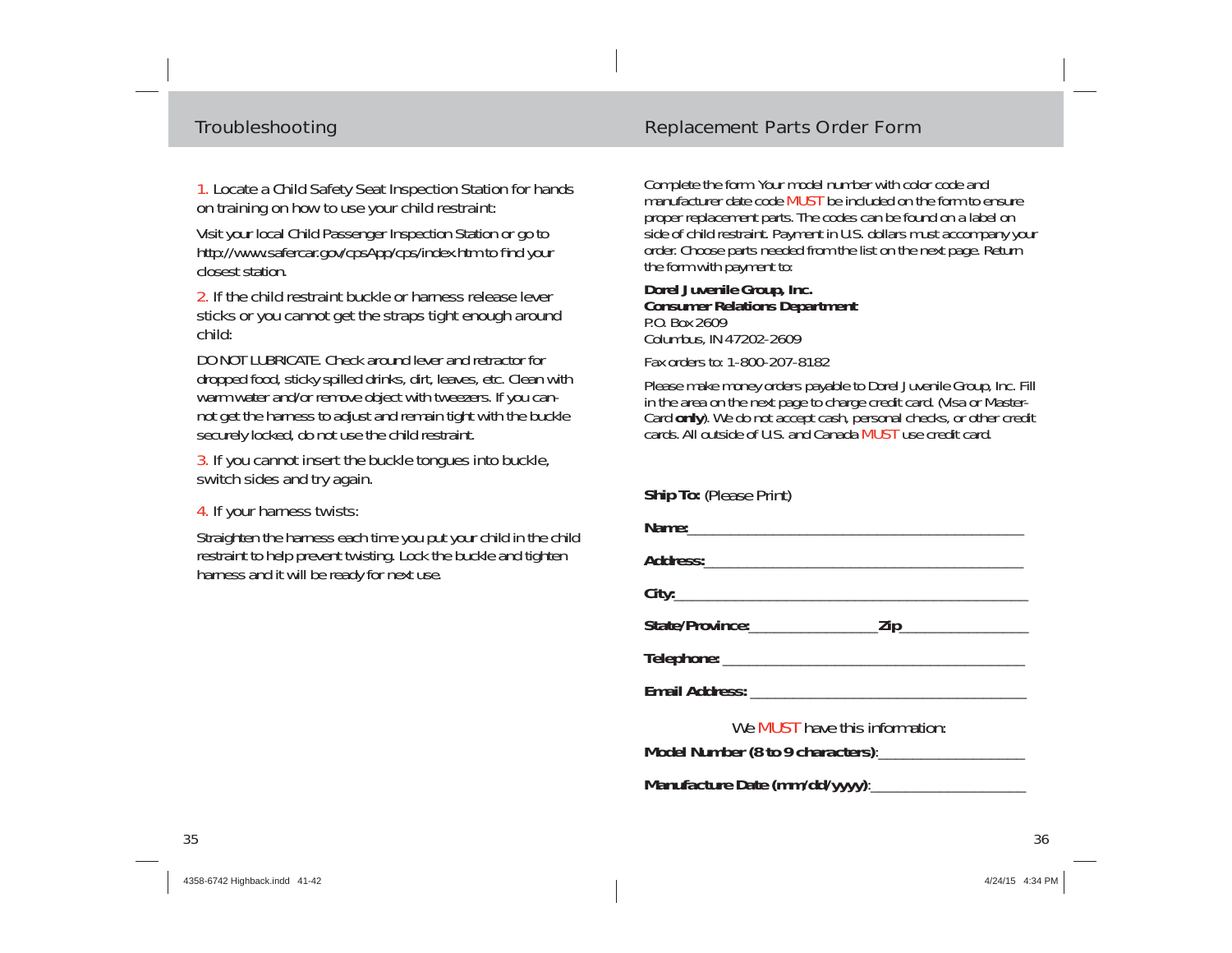## Troubleshooting

1. Locate a Child Safety Seat Inspection Station for hands on training on how to use your child restraint:

Visit your local Child Passenger Inspection Station or go to http://www.safercar.gov/cpsApp/cps/index.htm to find your closest station.

2. If the child restraint buckle or harness release lever sticks or you cannot get the straps tight enough around child:

DO NOT LUBRICATE. Check around lever and retractor for dropped food, sticky spilled drinks, dirt, leaves, etc. Clean with warm water and/or remove object with tweezers. If you cannot get the harness to adjust and remain tight with the buckle securely locked, do not use the child restraint.

3. If you cannot insert the buckle tongues into buckle, switch sides and try again.

4. If your harness twists:

Straighten the harness each time you put your child in the child restraint to help prevent twisting. Lock the buckle and tighten harness and it will be ready for next use.

## Replacement Parts Order Form

Complete the form. Your model number with color code and manufacturer date code MUST be included on the form to ensure proper replacement parts. The codes can be found on a label on side of child restraint. Payment in U.S. dollars must accompany your order. Choose parts needed from the list on the next page. Return the form with payment to:

**Dorel Juvenile Group, Inc.**
**Consumer Relations Department**
P.O. Box 2609
Columbus, IN 47202-2609

Fax orders to: 1-800-207-8182

Please make money orders payable to Dorel Juvenile Group, Inc. Fill in the area on the next page to charge credit card. (Visa or MasterCard **only**). We do not accept cash, personal checks, or other credit cards. All outside of U.S. and Canada MUST use credit card.

**Ship To:** (Please Print)

**Name:**____________________________________________

**Address:**__________________________________________

**City:**_____________________________________________

**State/Province:**________________ **Zip**________________

**Telephone:** ________________________________________

**Email Address:** ____________________________________

We MUST have this information:

**Model Number (8 to 9 characters)**:___________________

**Manufacture Date (mm/dd/yyyy)**:____________________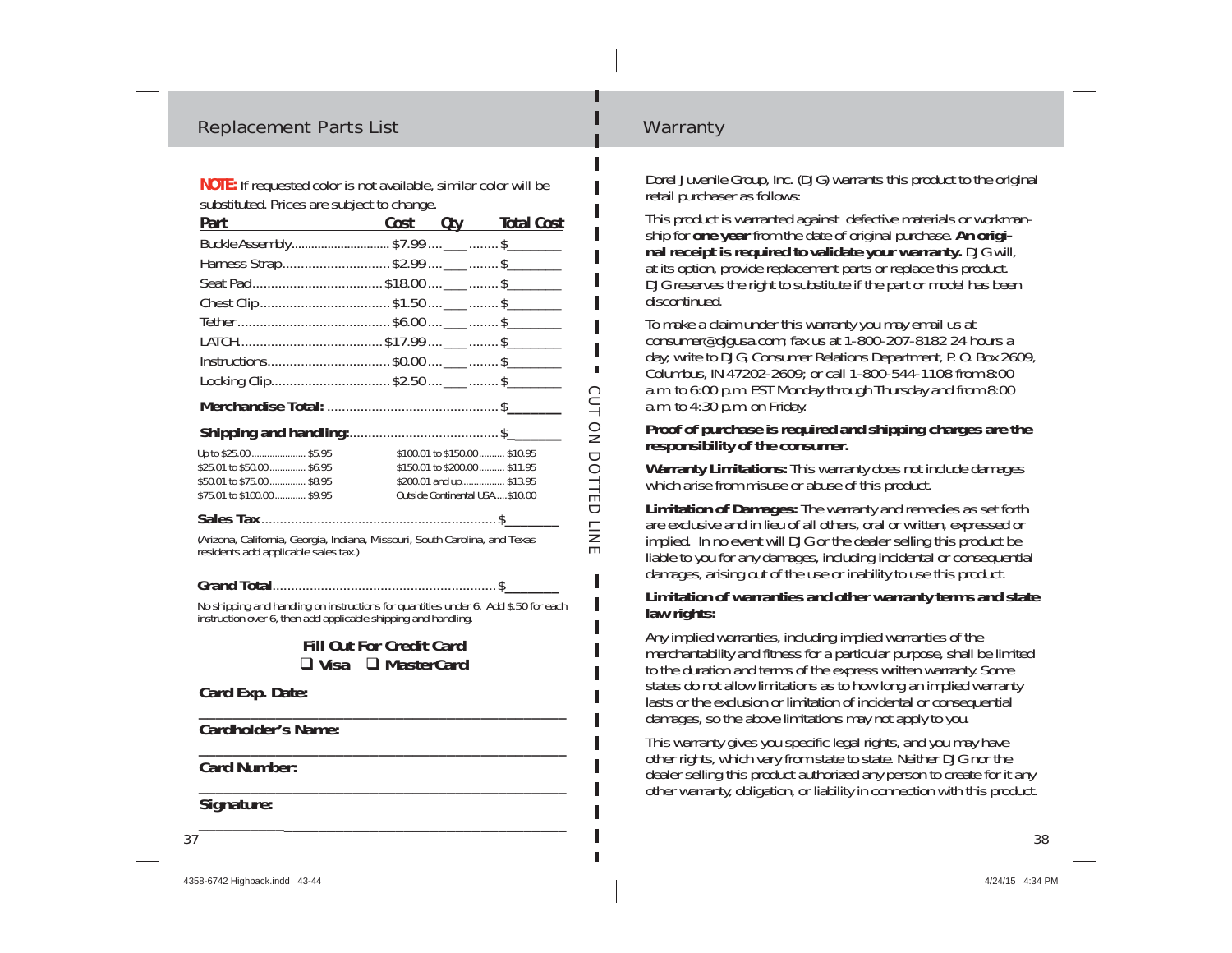## Replacement Parts List

**NOTE:** If requested color is not available, similar color will be substituted. Prices are subject to change.

| Part | Cost | Qty | Total Cost |
|---|---|---|---|
| Buckle Assembly | $7.99 | ___ | $________ |
| Harness Strap | $2.99 | ___ | $________ |
| Seat Pad | $18.00 | ___ | $________ |
| Chest Clip | $1.50 | ___ | $________ |
| Tether | $6.00 | ___ | $________ |
| LATCH | $17.99 | ___ | $________ |
| Instructions | $0.00 | ___ | $________ |
| Locking Clip | $2.50 | ___ | $________ |

**Merchandise Total:** .............................................. $________

**Shipping and handling:** ........................................ $________

| | | | |
|---|---|---|---|
| Up to $25.00 | $5.95 | $100.01 to $150.00 | $10.95 |
| $25.01 to $50.00 | $6.95 | $150.01 to $200.00 | $11.95 |
| $50.01 to $75.00 | $8.95 | $200.01 and up | $13.95 |
| $75.01 to $100.00 | $9.95 | Outside Continental USA | $10.00 |

**Sales Tax** .............................................................. $________

(Arizona, California, Georgia, Indiana, Missouri, South Carolina, and Texas residents add applicable sales tax.)

**Grand Total** ........................................................... $________

No shipping and handling on instructions for quantities under 6. Add $.50 for each instruction over 6, then add applicable shipping and handling.

**Fill Out For Credit Card**

❑ **Visa** ❑ **MasterCard**

**Card Exp. Date:**

___________________________________________

**Cardholder's Name:**

___________________________________________

**Card Number:**

___________________________________________

**Signature:**

___________________________________________

CUT ON DOTTED LINE

## Warranty

Dorel Juvenile Group, Inc. (DJG) warrants this product to the original retail purchaser as follows:

This product is warranted against defective materials or workmanship for **one year** from the date of original purchase. **An original receipt is required to validate your warranty.** DJG will, at its option, provide replacement parts or replace this product. DJG reserves the right to substitute if the part or model has been discontinued.

To make a claim under this warranty you may email us at consumer@djgusa.com; fax us at 1-800-207-8182 24 hours a day; write to DJG, Consumer Relations Department, P. O. Box 2609, Columbus, IN 47202-2609; or call 1-800-544-1108 from 8:00 a.m. to 6:00 p.m. EST Monday through Thursday and from 8:00 a.m. to 4:30 p.m. on Friday.

**Proof of purchase is required and shipping charges are the responsibility of the consumer.**

**Warranty Limitations:** This warranty does not include damages which arise from misuse or abuse of this product.

**Limitation of Damages:** The warranty and remedies as set forth are exclusive and in lieu of all others, oral or written, expressed or implied. In no event will DJG or the dealer selling this product be liable to you for any damages, including incidental or consequential damages, arising out of the use or inability to use this product.

**Limitation of warranties and other warranty terms and state law rights:**

Any implied warranties, including implied warranties of the merchantability and fitness for a particular purpose, shall be limited to the duration and terms of the express written warranty. Some states do not allow limitations as to how long an implied warranty lasts or the exclusion or limitation of incidental or consequential damages, so the above limitations may not apply to you.

This warranty gives you specific legal rights, and you may have other rights, which vary from state to state. Neither DJG nor the dealer selling this product authorized any person to create for it any other warranty, obligation, or liability in connection with this product.